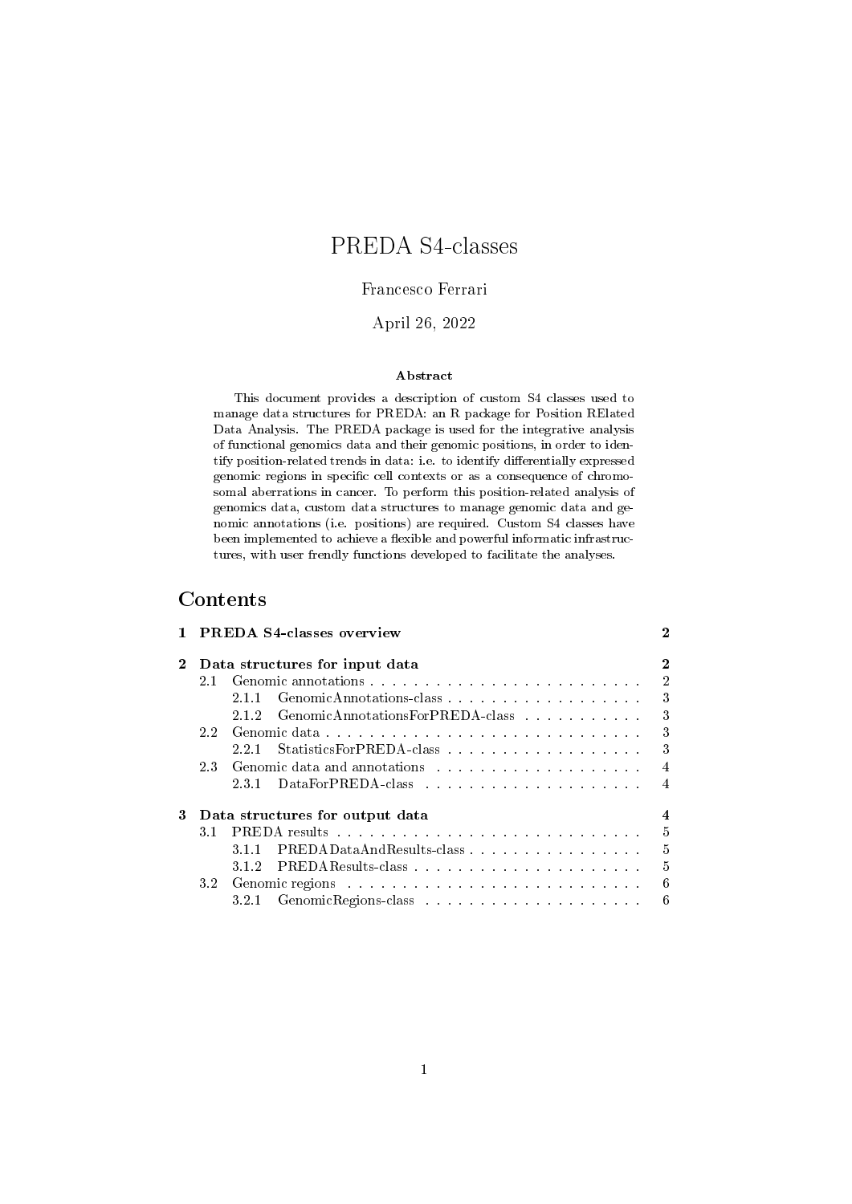# PREDA S4-classes

Francesco Ferrari

April 26, 2022

**Abstract**

This document provides a description of custom S4 classes used to manage data structures for PREDA: an R package for Position RElated Data Analysis. The PREDA package is used for the integrative analysis of functional genomics data and their genomic positions, in order to identify position-related trends in data: i.e. to identify differentially expressed genomic regions in specific cell contexts or as a consequence of chromosomal aberrations in cancer. To perform this position-related analysis of genomics data, custom data structures to manage genomic data and genomic annotations (i.e. positions) are required. Custom S4 classes have been implemented to achieve a flexible and powerful informatic infrastructures, with user frendly functions developed to facilitate the analyses.

## Contents

- **1 PREDA S4-classes overview** — 2
- **2 Data structures for input data** — 2
  - 2.1 Genomic annotations — 2
    - 2.1.1 GenomicAnnotations-class — 3
    - 2.1.2 GenomicAnnotationsForPREDA-class — 3
  - 2.2 Genomic data — 3
    - 2.2.1 StatisticsForPREDA-class — 3
  - 2.3 Genomic data and annotations — 4
    - 2.3.1 DataForPREDA-class — 4
- **3 Data structures for output data** — 4
  - 3.1 PREDA results — 5
    - 3.1.1 PREDADataAndResults-class — 5
    - 3.1.2 PREDAResults-class — 5
  - 3.2 Genomic regions — 6
    - 3.2.1 GenomicRegions-class — 6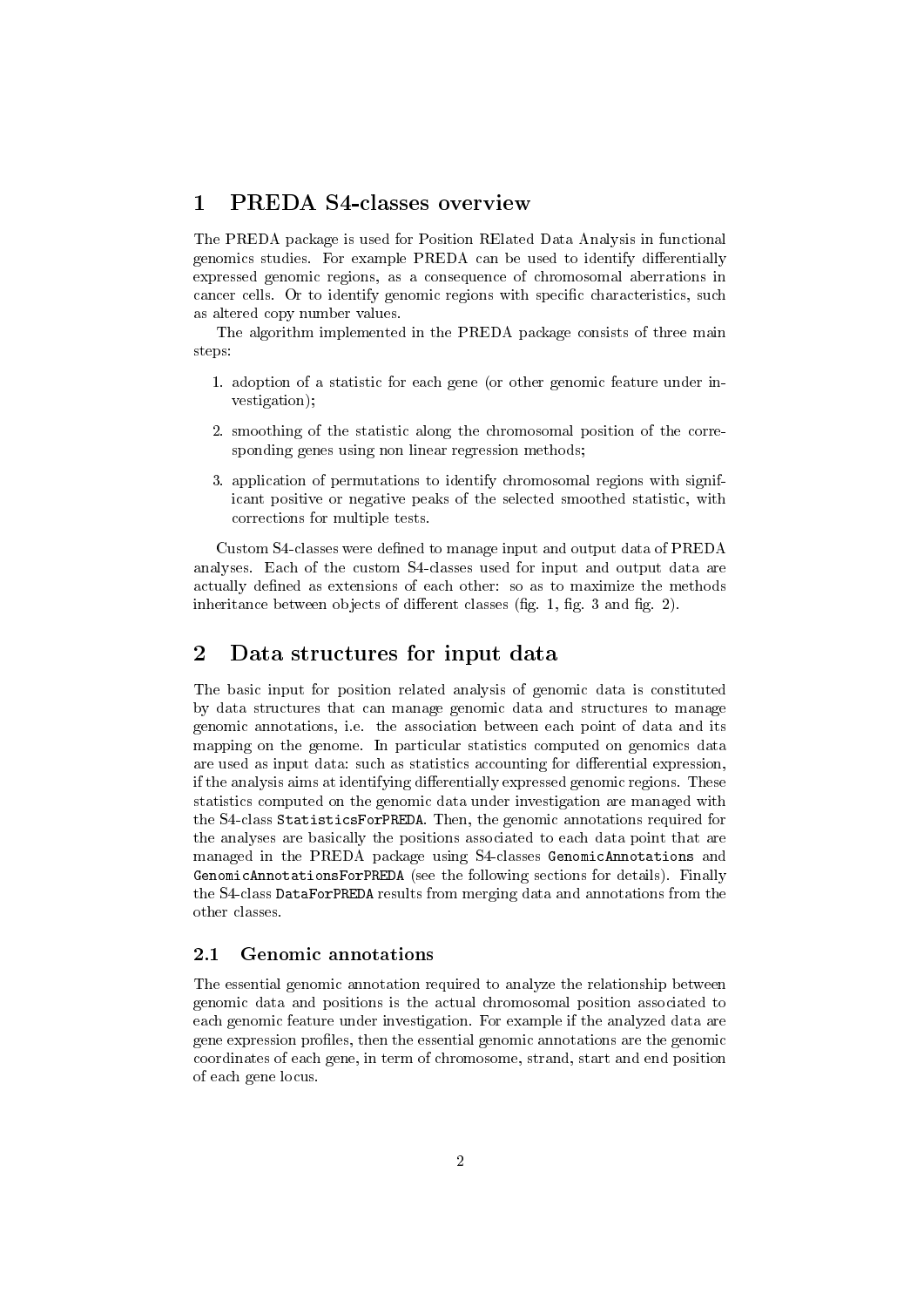# 1 PREDA S4-classes overview

The PREDA package is used for Position RElated Data Analysis in functional genomics studies. For example PREDA can be used to identify differentially expressed genomic regions, as a consequence of chromosomal aberrations in cancer cells. Or to identify genomic regions with specific characteristics, such as altered copy number values.

The algorithm implemented in the PREDA package consists of three main steps:

1. adoption of a statistic for each gene (or other genomic feature under investigation);
2. smoothing of the statistic along the chromosomal position of the corresponding genes using non linear regression methods;
3. application of permutations to identify chromosomal regions with significant positive or negative peaks of the selected smoothed statistic, with corrections for multiple tests.

Custom S4-classes were defined to manage input and output data of PREDA analyses. Each of the custom S4-classes used for input and output data are actually defined as extensions of each other: so as to maximize the methods inheritance between objects of different classes (fig. 1, fig. 3 and fig. 2).

# 2 Data structures for input data

The basic input for position related analysis of genomic data is constituted by data structures that can manage genomic data and structures to manage genomic annotations, i.e. the association between each point of data and its mapping on the genome. In particular statistics computed on genomics data are used as input data: such as statistics accounting for differential expression, if the analysis aims at identifying differentially expressed genomic regions. These statistics computed on the genomic data under investigation are managed with the S4-class `StatisticsForPREDA`. Then, the genomic annotations required for the analyses are basically the positions associated to each data point that are managed in the PREDA package using S4-classes `GenomicAnnotations` and `GenomicAnnotationsForPREDA` (see the following sections for details). Finally the S4-class `DataForPREDA` results from merging data and annotations from the other classes.

## 2.1 Genomic annotations

The essential genomic annotation required to analyze the relationship between genomic data and positions is the actual chromosomal position associated to each genomic feature under investigation. For example if the analyzed data are gene expression profiles, then the essential genomic annotations are the genomic coordinates of each gene, in term of chromosome, strand, start and end position of each gene locus.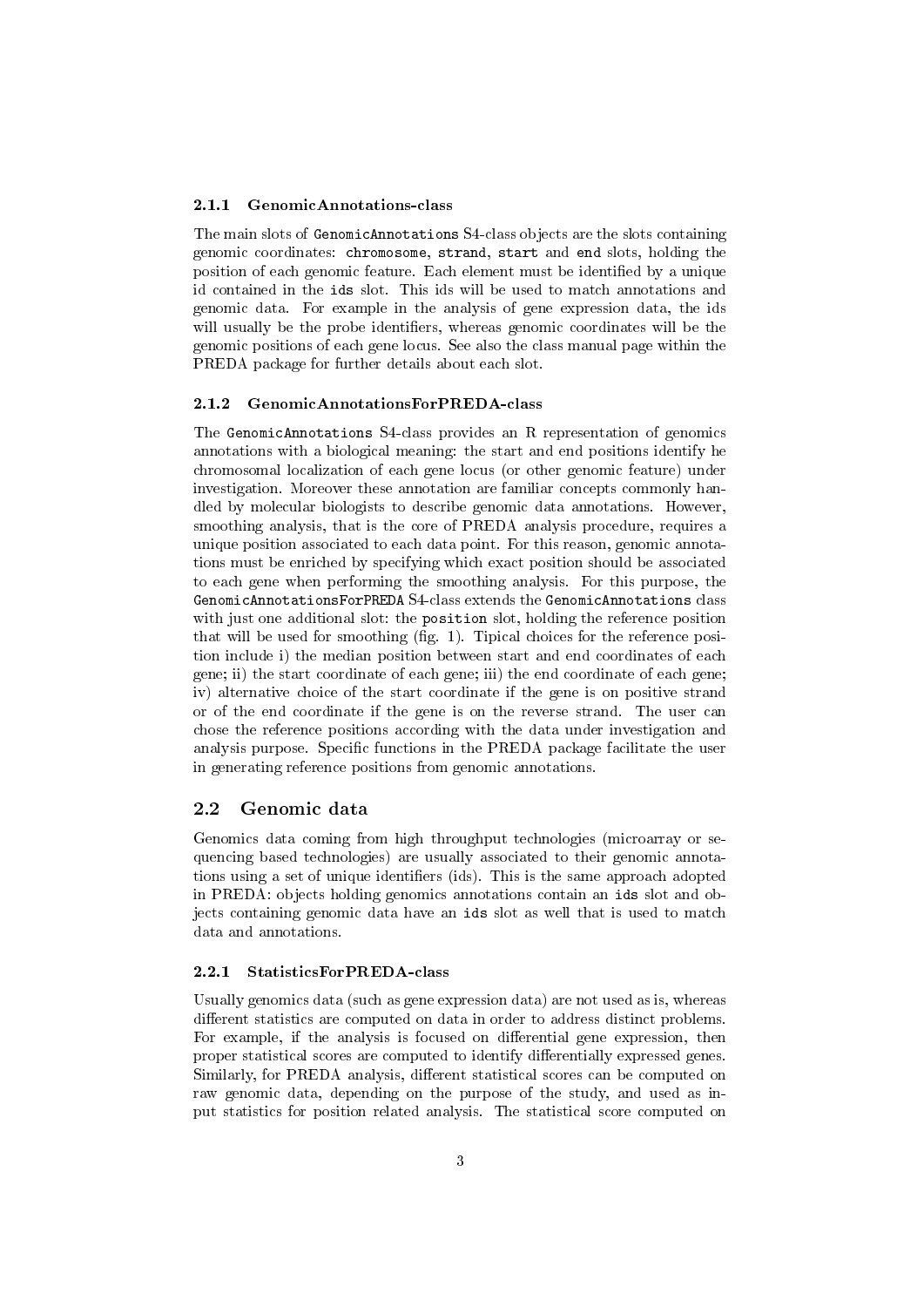#### 2.1.1 GenomicAnnotations-class

The main slots of `GenomicAnnotations` S4-class objects are the slots containing genomic coordinates: `chromosome`, `strand`, `start` and `end` slots, holding the position of each genomic feature. Each element must be identified by a unique id contained in the `ids` slot. This ids will be used to match annotations and genomic data. For example in the analysis of gene expression data, the ids will usually be the probe identifiers, whereas genomic coordinates will be the genomic positions of each gene locus. See also the class manual page within the PREDA package for further details about each slot.

#### 2.1.2 GenomicAnnotationsForPREDA-class

The `GenomicAnnotations` S4-class provides an R representation of genomics annotations with a biological meaning: the start and end positions identify he chromosomal localization of each gene locus (or other genomic feature) under investigation. Moreover these annotation are familiar concepts commonly handled by molecular biologists to describe genomic data annotations. However, smoothing analysis, that is the core of PREDA analysis procedure, requires a unique position associated to each data point. For this reason, genomic annotations must be enriched by specifying which exact position should be associated to each gene when performing the smoothing analysis. For this purpose, the `GenomicAnnotationsForPREDA` S4-class extends the `GenomicAnnotations` class with just one additional slot: the `position` slot, holding the reference position that will be used for smoothing (fig. 1). Tipical choices for the reference position include i) the median position between start and end coordinates of each gene; ii) the start coordinate of each gene; iii) the end coordinate of each gene; iv) alternative choice of the start coordinate if the gene is on positive strand or of the end coordinate if the gene is on the reverse strand. The user can chose the reference positions according with the data under investigation and analysis purpose. Specific functions in the PREDA package facilitate the user in generating reference positions from genomic annotations.

### 2.2 Genomic data

Genomics data coming from high throughput technologies (microarray or sequencing based technologies) are usually associated to their genomic annotations using a set of unique identifiers (ids). This is the same approach adopted in PREDA: objects holding genomics annotations contain an `ids` slot and objects containing genomic data have an `ids` slot as well that is used to match data and annotations.

#### 2.2.1 StatisticsForPREDA-class

Usually genomics data (such as gene expression data) are not used as is, whereas different statistics are computed on data in order to address distinct problems. For example, if the analysis is focused on differential gene expression, then proper statistical scores are computed to identify differentially expressed genes. Similarly, for PREDA analysis, different statistical scores can be computed on raw genomic data, depending on the purpose of the study, and used as input statistics for position related analysis. The statistical score computed on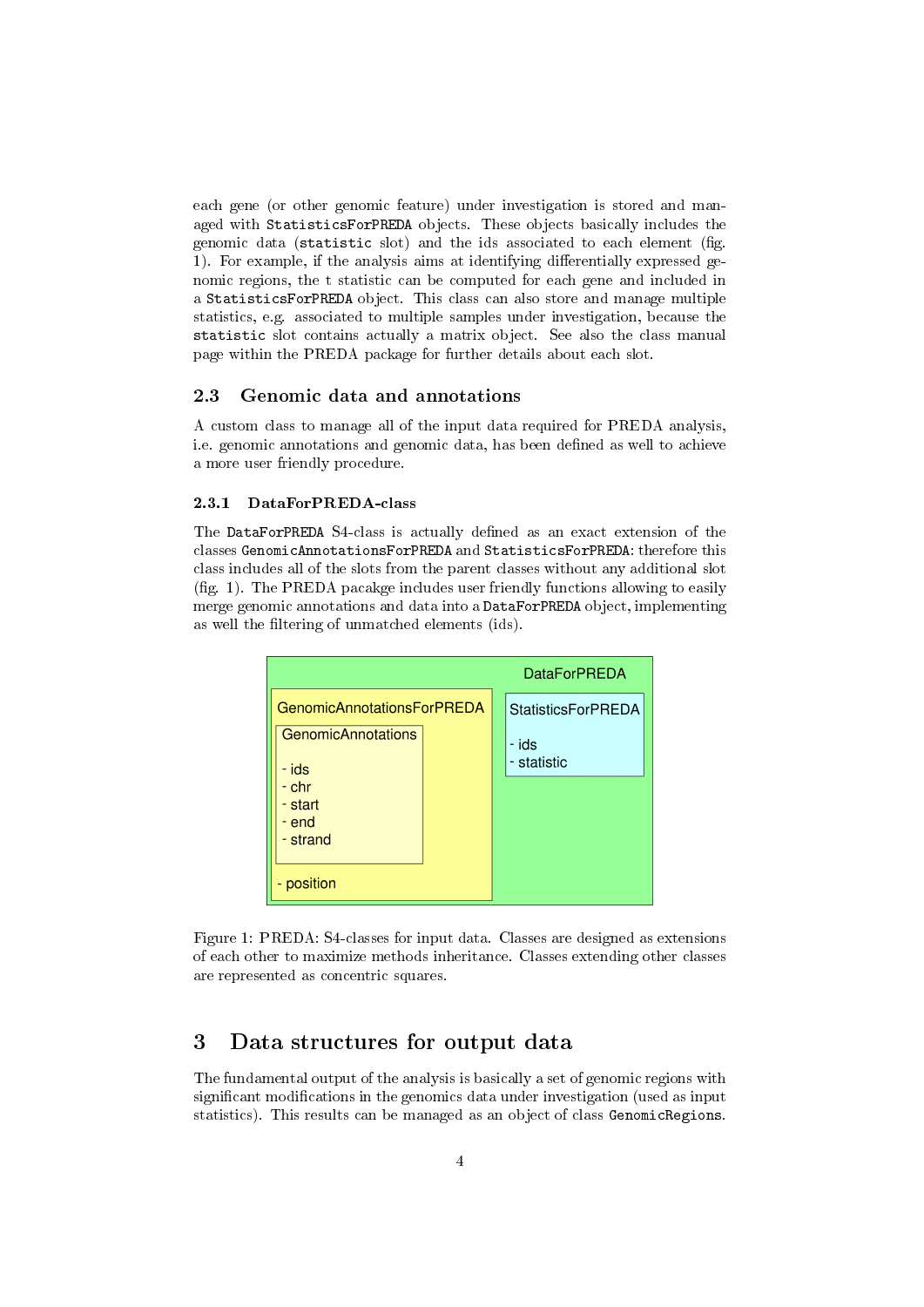each gene (or other genomic feature) under investigation is stored and managed with `StatisticsForPREDA` objects. These objects basically includes the genomic data (`statistic` slot) and the ids associated to each element (fig. 1). For example, if the analysis aims at identifying differentially expressed genomic regions, the t statistic can be computed for each gene and included in a `StatisticsForPREDA` object. This class can also store and manage multiple statistics, e.g. associated to multiple samples under investigation, because the `statistic` slot contains actually a matrix object. See also the class manual page within the PREDA package for further details about each slot.

## 2.3 Genomic data and annotations

A custom class to manage all of the input data required for PREDA analysis, i.e. genomic annotations and genomic data, has been defined as well to achieve a more user friendly procedure.

### 2.3.1 DataForPREDA-class

The `DataForPREDA` S4-class is actually defined as an exact extension of the classes `GenomicAnnotationsForPREDA` and `StatisticsForPREDA`: therefore this class includes all of the slots from the parent classes without any additional slot (fig. 1). The PREDA pacakge includes user friendly functions allowing to easily merge genomic annotations and data into a `DataForPREDA` object, implementing as well the filtering of unmatched elements (ids).

DataForPREDA

GenomicAnnotationsForPREDA

GenomicAnnotations

- ids
- chr
- start
- end
- strand

- position

StatisticsForPREDA

- ids
- statistic

Figure 1: PREDA: S4-classes for input data. Classes are designed as extensions of each other to maximize methods inheritance. Classes extending other classes are represented as concentric squares.

# 3 Data structures for output data

The fundamental output of the analysis is basically a set of genomic regions with significant modifications in the genomics data under investigation (used as input statistics). This results can be managed as an object of class `GenomicRegions`.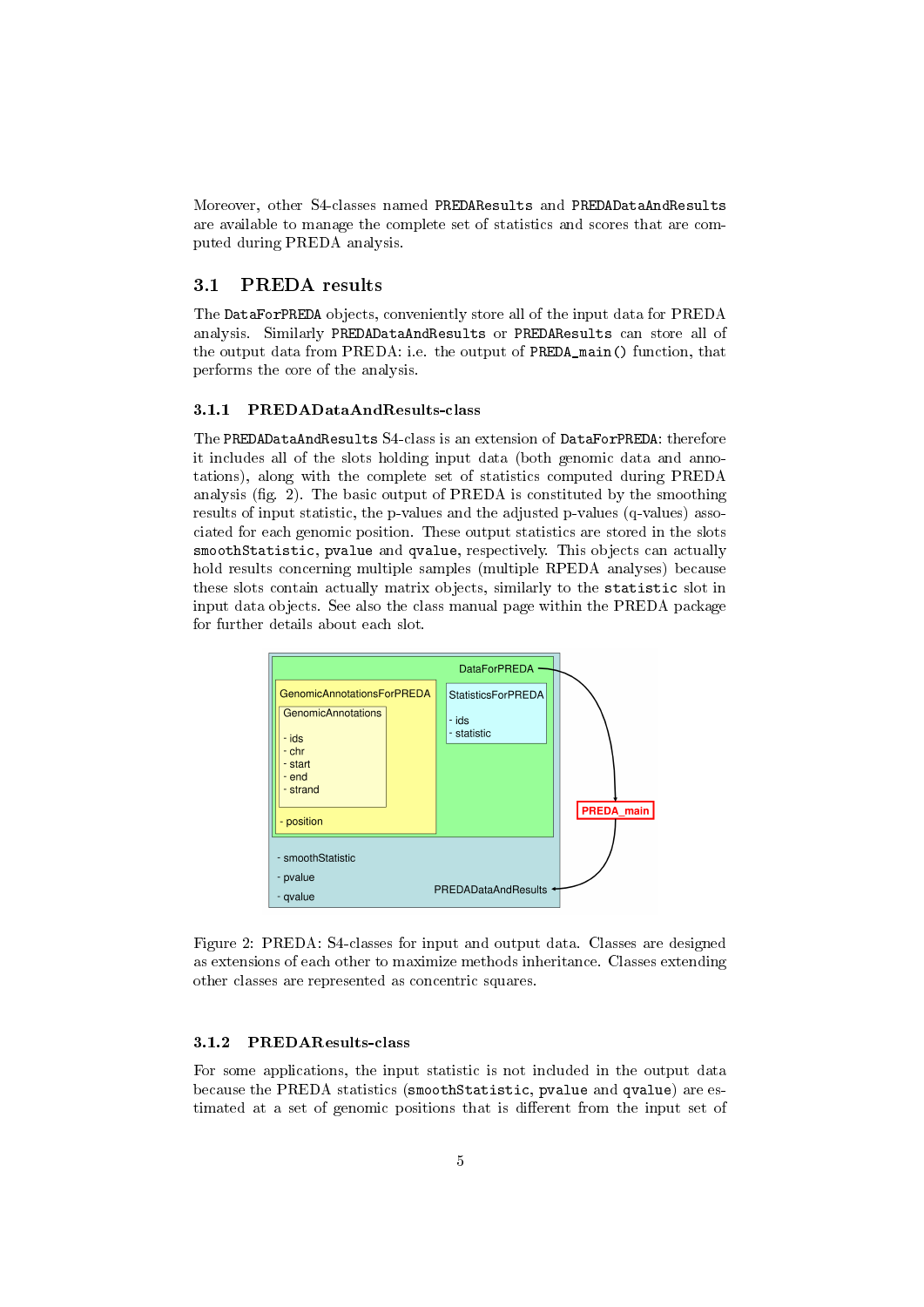Moreover, other S4-classes named `PREDAResults` and `PREDADataAndResults` are available to manage the complete set of statistics and scores that are computed during PREDA analysis.

## 3.1 PREDA results

The `DataForPREDA` objects, conveniently store all of the input data for PREDA analysis. Similarly `PREDADataAndResults` or `PREDAResults` can store all of the output data from PREDA: i.e. the output of `PREDA_main()` function, that performs the core of the analysis.

### 3.1.1 PREDADataAndResults-class

The `PREDADataAndResults` S4-class is an extension of `DataForPREDA`: therefore it includes all of the slots holding input data (both genomic data and annotations), along with the complete set of statistics computed during PREDA analysis (fig. 2). The basic output of PREDA is constituted by the smoothing results of input statistic, the p-values and the adjusted p-values (q-values) associated for each genomic position. These output statistics are stored in the slots `smoothStatistic`, `pvalue` and `qvalue`, respectively. This objects can actually hold results concerning multiple samples (multiple RPEDA analyses) because these slots contain actually matrix objects, similarly to the `statistic` slot in input data objects. See also the class manual page within the PREDA package for further details about each slot.

DataForPREDA
GenomicAnnotationsForPREDA
GenomicAnnotations
- ids
- chr
- start
- end
- strand
- position
StatisticsForPREDA
- ids
- statistic
PREDA_main
- smoothStatistic
- pvalue
- qvalue
PREDADataAndResults

Figure 2: PREDA: S4-classes for input and output data. Classes are designed as extensions of each other to maximize methods inheritance. Classes extending other classes are represented as concentric squares.

### 3.1.2 PREDAResults-class

For some applications, the input statistic is not included in the output data because the PREDA statistics (`smoothStatistic`, `pvalue` and `qvalue`) are estimated at a set of genomic positions that is different from the input set of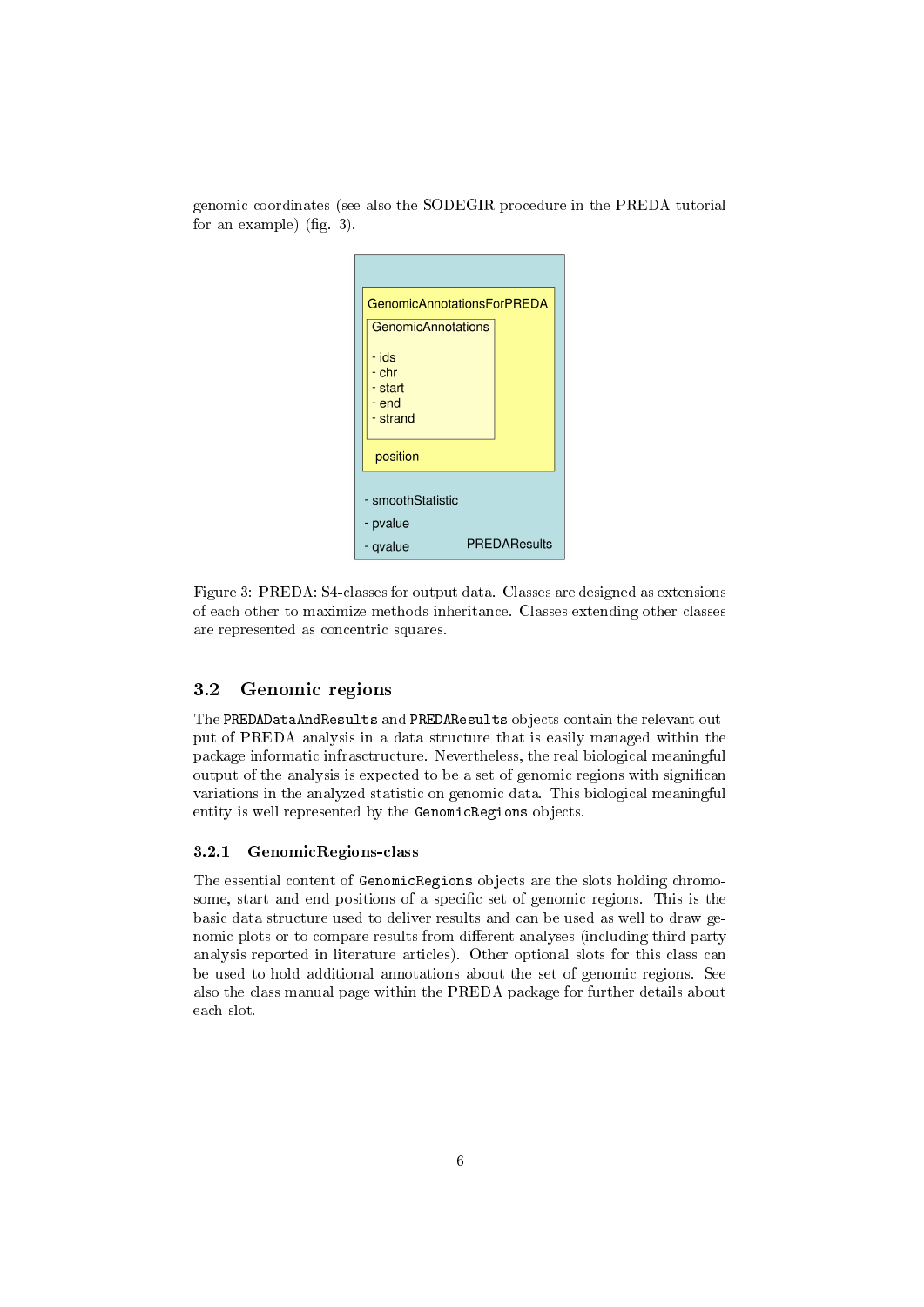genomic coordinates (see also the SODEGIR procedure in the PREDA tutorial for an example) (fig. 3).

GenomicAnnotationsForPREDA
GenomicAnnotations
- ids
- chr
- start
- end
- strand
- position
- smoothStatistic
- pvalue
- qvalue
PREDAResults

Figure 3: PREDA: S4-classes for output data. Classes are designed as extensions of each other to maximize methods inheritance. Classes extending other classes are represented as concentric squares.

## 3.2 Genomic regions

The `PREDADataAndResults` and `PREDAResults` objects contain the relevant output of PREDA analysis in a data structure that is easily managed within the package informatic infrasctructure. Nevertheless, the real biological meaningful output of the analysis is expected to be a set of genomic regions with significan variations in the analyzed statistic on genomic data. This biological meaningful entity is well represented by the `GenomicRegions` objects.

### 3.2.1 GenomicRegions-class

The essential content of `GenomicRegions` objects are the slots holding chromosome, start and end positions of a specific set of genomic regions. This is the basic data structure used to deliver results and can be used as well to draw genomic plots or to compare results from different analyses (including third party analysis reported in literature articles). Other optional slots for this class can be used to hold additional annotations about the set of genomic regions. See also the class manual page within the PREDA package for further details about each slot.